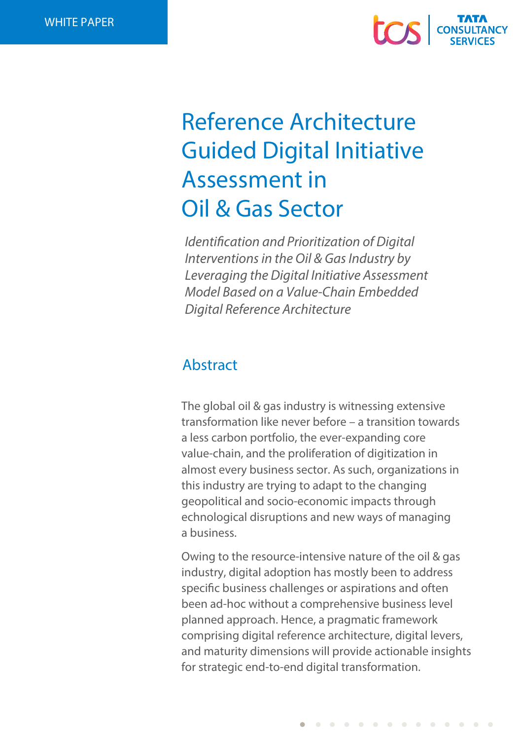WHITE PAPER

# Reference Architecture Guided Digital Initiative Assessment in Oil & Gas Sector

*Identification and Prioritization of Digital Interventions in the Oil & Gas Industry by Leveraging the Digital Initiative Assessment Model Based on a Value-Chain Embedded Digital Reference Architecture*

## Abstract

The global oil & gas industry is witnessing extensive transformation like never before – a transition towards a less carbon portfolio, the ever-expanding core value-chain, and the proliferation of digitization in almost every business sector. As such, organizations in this industry are trying to adapt to the changing geopolitical and socio-economic impacts through echnological disruptions and new ways of managing a business.

Owing to the resource-intensive nature of the oil & gas industry, digital adoption has mostly been to address specific business challenges or aspirations and often been ad-hoc without a comprehensive business level planned approach. Hence, a pragmatic framework comprising digital reference architecture, digital levers, and maturity dimensions will provide actionable insights for strategic end-to-end digital transformation.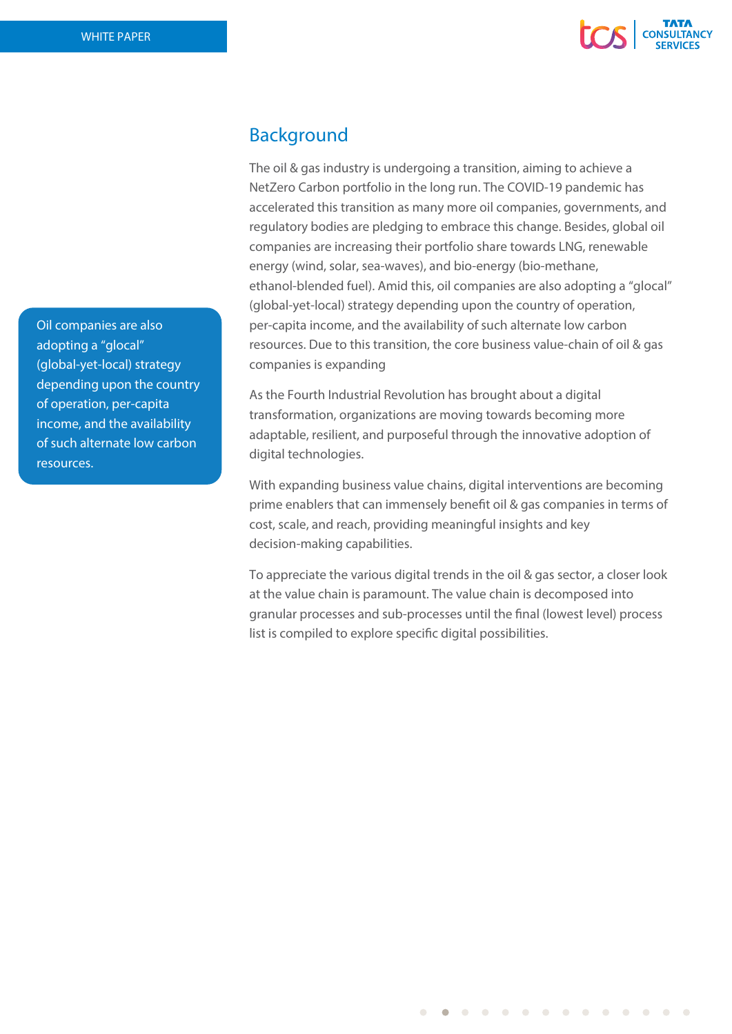## Background

Oil companies are also adopting a "glocal" (global-yet-local) strategy depending upon the country of operation, per-capita income, and the availability of such alternate low carbon resources.

The oil & gas industry is undergoing a transition, aiming to achieve a NetZero Carbon portfolio in the long run. The COVID-19 pandemic has accelerated this transition as many more oil companies, governments, and regulatory bodies are pledging to embrace this change. Besides, global oil companies are increasing their portfolio share towards LNG, renewable energy (wind, solar, sea-waves), and bio-energy (bio-methane, ethanol-blended fuel). Amid this, oil companies are also adopting a "glocal" (global-yet-local) strategy depending upon the country of operation, per-capita income, and the availability of such alternate low carbon resources. Due to this transition, the core business value-chain of oil & gas companies is expanding

As the Fourth Industrial Revolution has brought about a digital transformation, organizations are moving towards becoming more adaptable, resilient, and purposeful through the innovative adoption of digital technologies.

With expanding business value chains, digital interventions are becoming prime enablers that can immensely benefit oil & gas companies in terms of cost, scale, and reach, providing meaningful insights and key decision-making capabilities.

To appreciate the various digital trends in the oil & gas sector, a closer look at the value chain is paramount. The value chain is decomposed into granular processes and sub-processes until the final (lowest level) process list is compiled to explore specific digital possibilities.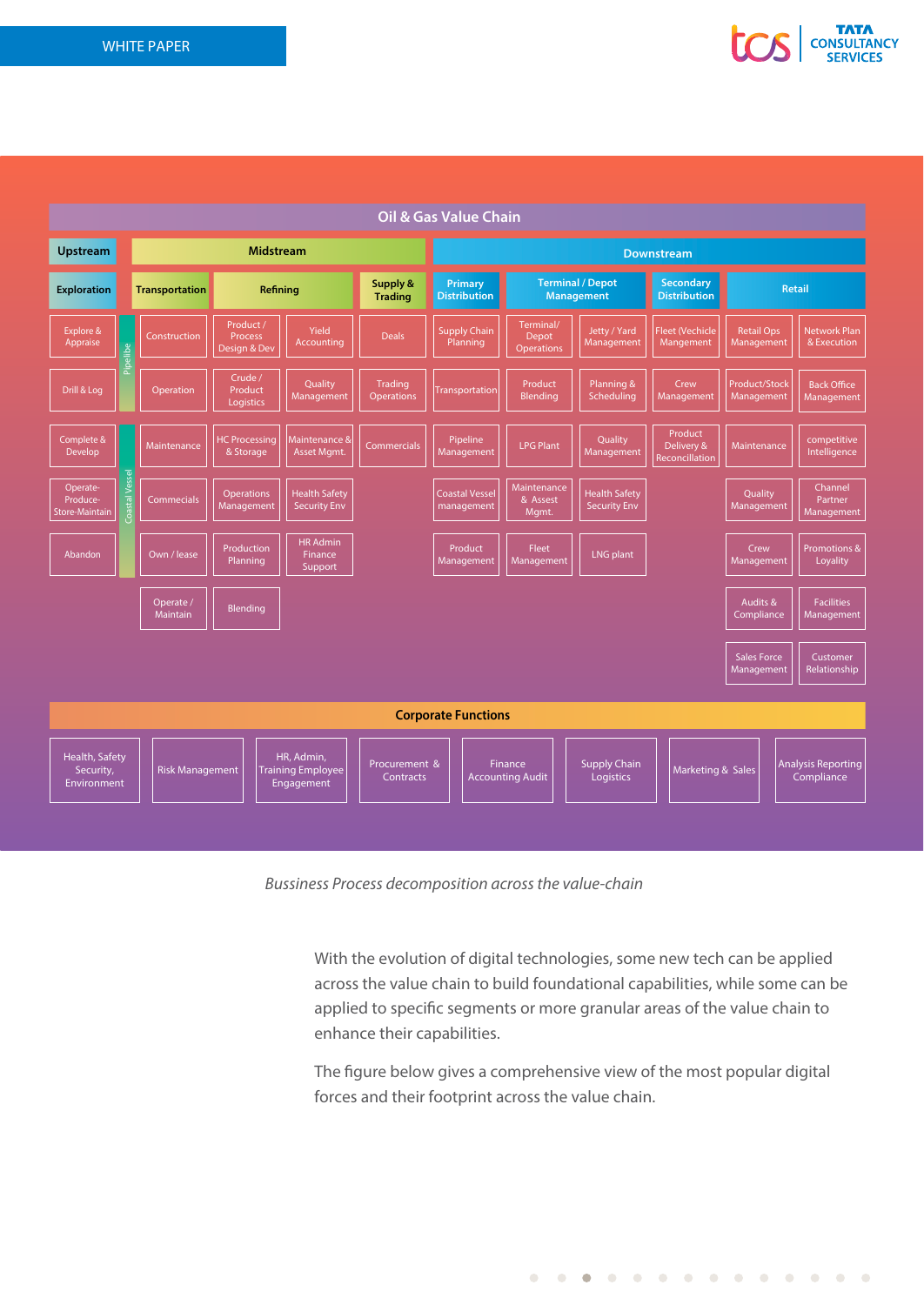## Oil & Gas Value Chain

**Upstream**

**Exploration**

- Explore & Appraise
- Drill & Log
- Complete & Develop
- Operate-Produce-Store-Maintain
- Abandon

**Midstream**

Pipeline / Coastal Vessel

**Transportation**

- Construction
- Operation
- Maintenance
- Commercials
- Own / lease
- Operate / Maintain

**Refining**

- Product / Process Design & Dev
- Yield Accounting
- Crude / Product Logistics
- Quality Management
- HC Processing & Storage
- Maintenance & Asset Mgmt.
- Operations Management
- Health Safety Security Env
- Production Planning
- HR Admin Finance Support
- Blending

**Supply & Trading**

- Deals
- Trading Operations
- Commercials

**Downstream**

**Primary Distribution**

- Supply Chain Planning
- Transportation
- Pipeline Management
- Coastal Vessel management
- Product Management

**Terminal / Depot Management**

- Terminal/ Depot Operations
- Jetty / Yard Management
- Product Blending
- Planning & Scheduling
- LPG Plant
- Quality Management
- Maintenance & Assest Mgmt.
- Health Safety Security Env
- Fleet Management
- LNG plant

**Secondary Distribution**

- Fleet (Vechicle Mangement
- Crew Management
- Product Delivery & Reconcilliation

**Retail**

- Retail Ops Management
- Network Plan & Execution
- Product/Stock Management
- Back Office Management
- Maintenance
- competitive Intelligence
- Quality Management
- Channel Partner Management
- Crew Management
- Promotions & Loyality
- Audits & Compliance
- Facilities Management
- Sales Force Management
- Customer Relationship

**Corporate Functions**

- Health, Safety Security, Environment
- Risk Management
- HR, Admin, Training Employee Engagement
- Procurement & Contracts
- Finance Accounting Audit
- Supply Chain Logistics
- Marketing & Sales
- Analysis Reporting Compliance

*Bussiness Process decomposition across the value-chain*

With the evolution of digital technologies, some new tech can be applied across the value chain to build foundational capabilities, while some can be applied to specific segments or more granular areas of the value chain to enhance their capabilities.

The figure below gives a comprehensive view of the most popular digital forces and their footprint across the value chain.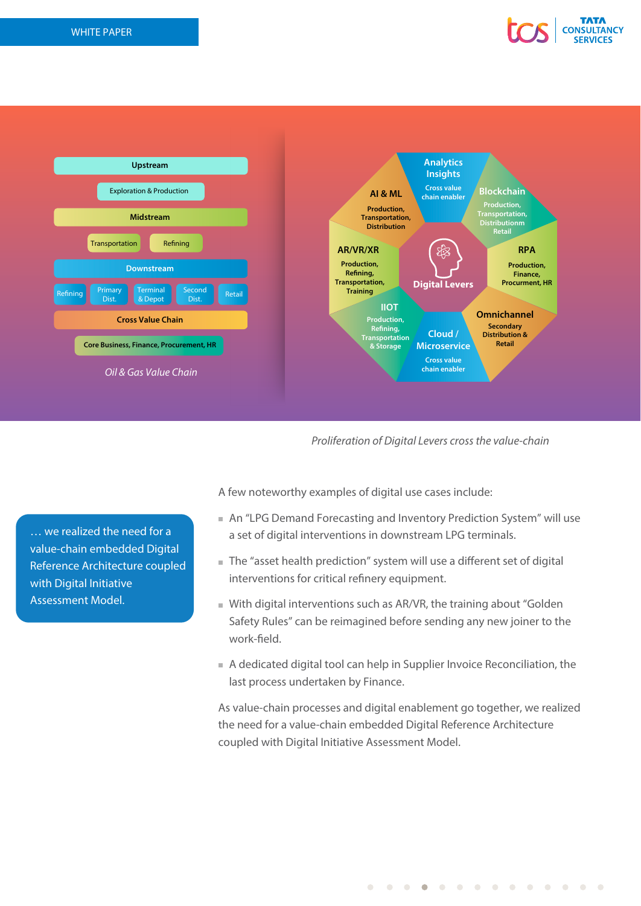**Upstream**

Exploration & Production

**Midstream**

Transportation | Refining

**Downstream**

Refining | Primary Dist. | Terminal & Depot | Second Dist. | Retail

**Cross Value Chain**

Core Business, Finance, Procurement, HR

*Oil & Gas Value Chain*

**Digital Levers**

- **Analytics Insights** – Cross value chain enabler
- **Blockchain** – Production, Transportation, Distributionm Retail
- **RPA** – Production, Finance, Procurment, HR
- **Omnichannel** – Secondary Distribution & Retail
- **Cloud / Microservice** – Cross value chain enabler
- **IIOT** – Production, Refining, Transportation & Storage
- **AR/VR/XR** – Production, Refining, Transportation, Training
- **AI & ML** – Production, Transportation, Distribution

*Proliferation of Digital Levers cross the value-chain*

> … we realized the need for a value-chain embedded Digital Reference Architecture coupled with Digital Initiative Assessment Model.

A few noteworthy examples of digital use cases include:

- An "LPG Demand Forecasting and Inventory Prediction System" will use a set of digital interventions in downstream LPG terminals.
- The "asset health prediction" system will use a different set of digital interventions for critical refinery equipment.
- With digital interventions such as AR/VR, the training about "Golden Safety Rules" can be reimagined before sending any new joiner to the work-field.
- A dedicated digital tool can help in Supplier Invoice Reconciliation, the last process undertaken by Finance.

As value-chain processes and digital enablement go together, we realized the need for a value-chain embedded Digital Reference Architecture coupled with Digital Initiative Assessment Model.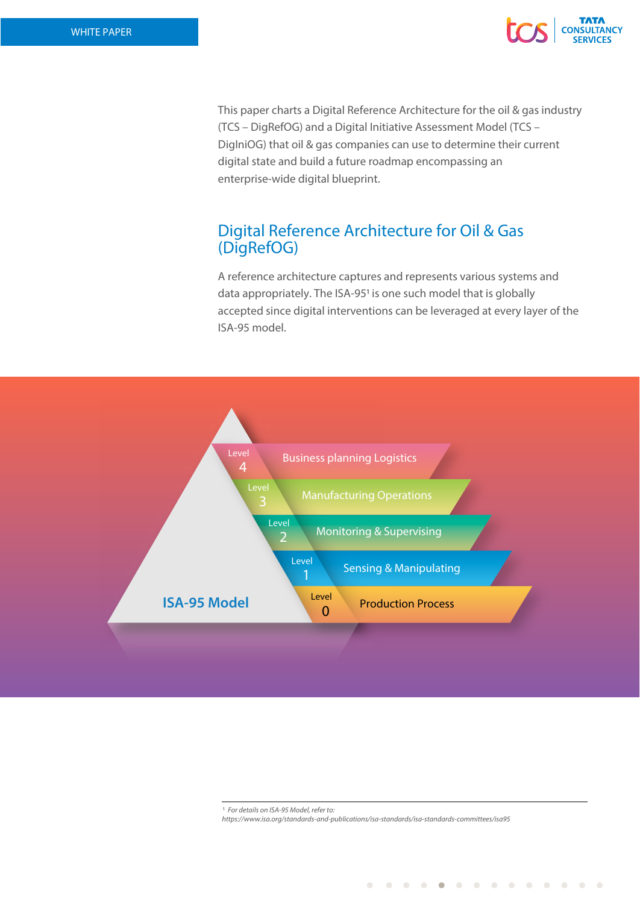This paper charts a Digital Reference Architecture for the oil & gas industry (TCS – DigRefOG) and a Digital Initiative Assessment Model (TCS – DigIniOG) that oil & gas companies can use to determine their current digital state and build a future roadmap encompassing an enterprise-wide digital blueprint.

## Digital Reference Architecture for Oil & Gas (DigRefOG)

A reference architecture captures and represents various systems and data appropriately. The ISA-95[1] is one such model that is globally accepted since digital interventions can be leveraged at every layer of the ISA-95 model.

ISA-95 Model

- Level 4 – Business planning Logistics
- Level 3 – Manufacturing Operations
- Level 2 – Monitoring & Supervising
- Level 1 – Sensing & Manipulating
- Level 0 – Production Process

---

[1] *For details on ISA-95 Model, refer to: https://www.isa.org/standards-and-publications/isa-standards/isa-standards-committees/isa95*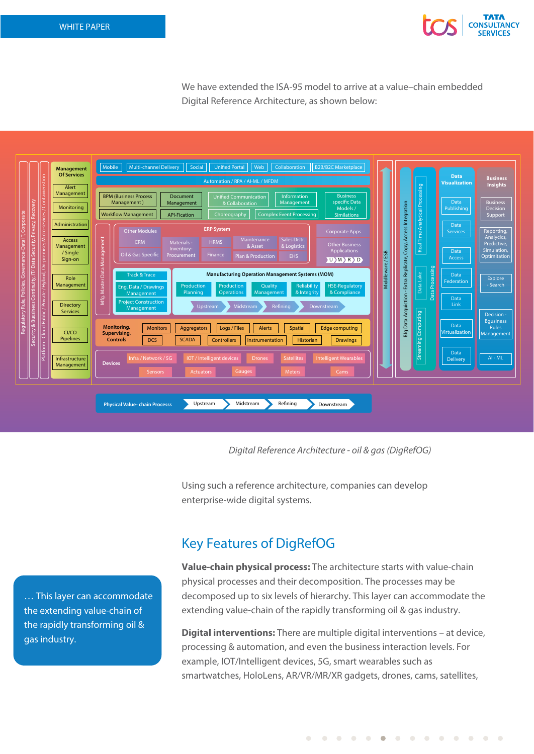We have extended the ISA-95 model to arrive at a value–chain embedded Digital Reference Architecture, as shown below:

Mobile | Multi-channel Delivery | Social | Unified Portal | Web | Collaboration | B2B/B2C Marketplace

Automation / RPA / AI-ML / MFDM

Management Of Services: Alert Management, Monitoring, Administration, Access Management / Single Sign-on, Role Management, Directory Services, CI/CO Pipelines, Infrastructure Management

Regulatory Rule, Policies, Governance-Data IT, Corporate

Security & Bussiness Continuity, IT/ Data Security, Privacy, Recovery

Platform : Cloud Public / Private / Hybrid, On-premise; Micro-sevices / Containeristion

BPM (Business Process Management) | Document Management | Unified Communication & Collaboration | Information Management | Business specific Data Models / Similations

Workflow Management | API-Fication | Choreography | Complex Event Processing

Mfg. Master Data Management

ERP System: Other Modules, CRM, Oil & Gas Specific, Materials - Inventory- Procurement, HRMS, Finance, Maintenance & Asset, Sales Distr. & Logistics, Plan & Production, EHS

Corporate Apps, Other Business Applications (U M R D)

Track & Trace, Eng. Data / Drawings Management, Project Construction Management

Manufacturing Operation Management Systems (MOM): Production Planning, Production Operations, Quality Management, Reliability & Integrity, HSE-Regulatory & Compliance; Upstream, Midstream, Refining, Downstream

Monitoring, Supervising, Controls: Monitors, Aggregators, Logs / Files, Alerts, Spatial, Edge computing, DCS, SCADA, Controllers, Instrumentation, Historian, Drawings

Devices: Infra / Network / 5G, IOT / Intelligent devices, Drones, Satellites, Intelligent Wearables, Sensors, Actuators, Gauges, Meters, Cams

Middleware / ESB

Big Data Acquiction - Extra Replicate, Copy, Access Integration

Real Time Analytical Processing, Data Lake, Streaming Computing, Data Processing

Data Visualization: Data Publishing, Data Services, Data Access, Data Federation, Data Link, Data Virtualization, Data Delivery

Business Insights: Business Decision Support; Reporting, Analycics, Predictive, Simulation, Optimitation; Explore - Search; Decision - Bgusiness Rules Management; AI - ML

Physical Value- chain Processs: Upstream, Midstream, Refining, Downstream

*Digital Reference Architecture - oil & gas (DigRefOG)*

Using such a reference architecture, companies can develop enterprise-wide digital systems.

## Key Features of DigRefOG

**Value-chain physical process:** The architecture starts with value-chain physical processes and their decomposition. The processes may be decomposed up to six levels of hierarchy. This layer can accommodate the extending value-chain of the rapidly transforming oil & gas industry.

**Digital interventions:** There are multiple digital interventions – at device, processing & automation, and even the business interaction levels. For example, IOT/Intelligent devices, 5G, smart wearables such as smartwatches, HoloLens, AR/VR/MR/XR gadgets, drones, cams, satellites,

> … This layer can accommodate the extending value-chain of the rapidly transforming oil & gas industry.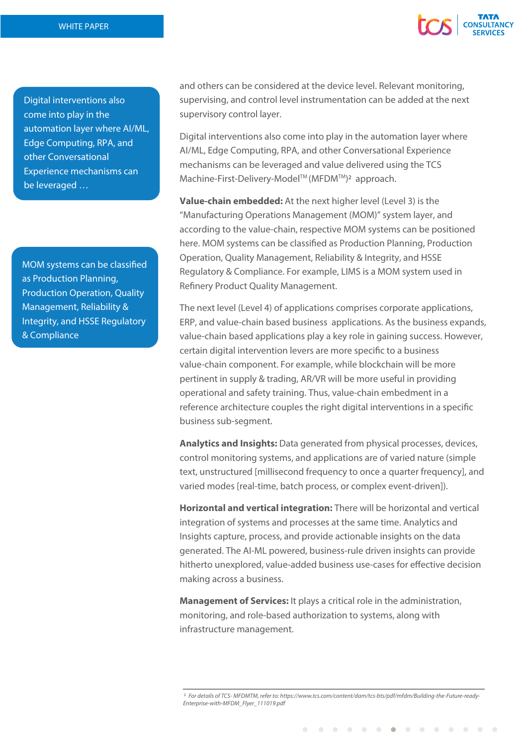> Digital interventions also come into play in the automation layer where AI/ML, Edge Computing, RPA, and other Conversational Experience mechanisms can be leveraged …

> MOM systems can be classified as Production Planning, Production Operation, Quality Management, Reliability & Integrity, and HSSE Regulatory & Compliance

and others can be considered at the device level. Relevant monitoring, supervising, and control level instrumentation can be added at the next supervisory control layer.

Digital interventions also come into play in the automation layer where AI/ML, Edge Computing, RPA, and other Conversational Experience mechanisms can be leveraged and value delivered using the TCS Machine-First-Delivery-Model™ (MFDM™)[2] approach.

**Value-chain embedded:** At the next higher level (Level 3) is the "Manufacturing Operations Management (MOM)" system layer, and according to the value-chain, respective MOM systems can be positioned here. MOM systems can be classified as Production Planning, Production Operation, Quality Management, Reliability & Integrity, and HSSE Regulatory & Compliance. For example, LIMS is a MOM system used in Refinery Product Quality Management.

The next level (Level 4) of applications comprises corporate applications, ERP, and value-chain based business applications. As the business expands, value-chain based applications play a key role in gaining success. However, certain digital intervention levers are more specific to a business value-chain component. For example, while blockchain will be more pertinent in supply & trading, AR/VR will be more useful in providing operational and safety training. Thus, value-chain embedment in a reference architecture couples the right digital interventions in a specific business sub-segment.

**Analytics and Insights:** Data generated from physical processes, devices, control monitoring systems, and applications are of varied nature (simple text, unstructured [millisecond frequency to once a quarter frequency], and varied modes [real-time, batch process, or complex event-driven]).

**Horizontal and vertical integration:** There will be horizontal and vertical integration of systems and processes at the same time. Analytics and Insights capture, process, and provide actionable insights on the data generated. The AI-ML powered, business-rule driven insights can provide hitherto unexplored, value-added business use-cases for effective decision making across a business.

**Management of Services:** It plays a critical role in the administration, monitoring, and role-based authorization to systems, along with infrastructure management.

---

[2] *For details of TCS- MFDMTM, refer to: https://www.tcs.com/content/dam/tcs-bts/pdf/mfdm/Building-the-Future-ready-Enterprise-with-MFDM_Flyer_111019.pdf*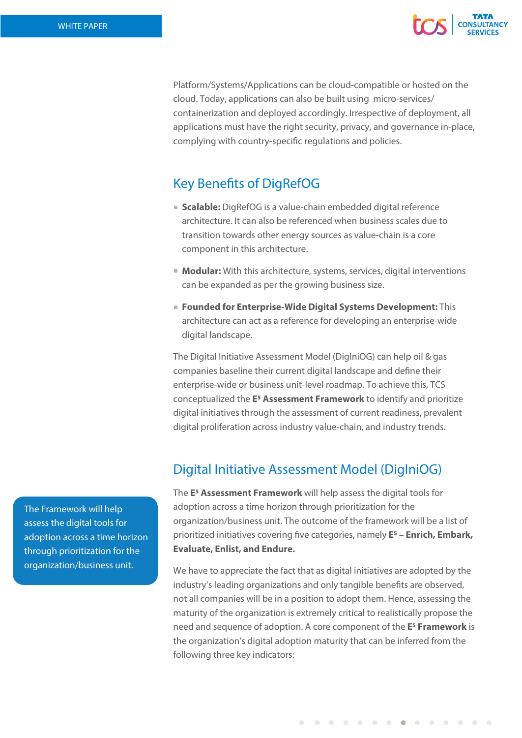Platform/Systems/Applications can be cloud-compatible or hosted on the cloud. Today, applications can also be built using micro-services/ containerization and deployed accordingly. Irrespective of deployment, all applications must have the right security, privacy, and governance in-place, complying with country-specific regulations and policies.

## Key Benefits of DigRefOG

- **Scalable:** DigRefOG is a value-chain embedded digital reference architecture. It can also be referenced when business scales due to transition towards other energy sources as value-chain is a core component in this architecture.
- **Modular:** With this architecture, systems, services, digital interventions can be expanded as per the growing business size.
- **Founded for Enterprise-Wide Digital Systems Development:** This architecture can act as a reference for developing an enterprise-wide digital landscape.

The Digital Initiative Assessment Model (DigIniOG) can help oil & gas companies baseline their current digital landscape and define their enterprise-wide or business unit-level roadmap. To achieve this, TCS conceptualized the **E⁵ Assessment Framework** to identify and prioritize digital initiatives through the assessment of current readiness, prevalent digital proliferation across industry value-chain, and industry trends.

## Digital Initiative Assessment Model (DigIniOG)

The Framework will help assess the digital tools for adoption across a time horizon through prioritization for the organization/business unit.

The **E⁵ Assessment Framework** will help assess the digital tools for adoption across a time horizon through prioritization for the organization/business unit. The outcome of the framework will be a list of prioritized initiatives covering five categories, namely **E⁵ – Enrich, Embark, Evaluate, Enlist, and Endure.**

We have to appreciate the fact that as digital initiatives are adopted by the industry's leading organizations and only tangible benefits are observed, not all companies will be in a position to adopt them. Hence, assessing the maturity of the organization is extremely critical to realistically propose the need and sequence of adoption. A core component of the **E⁵ Framework** is the organization's digital adoption maturity that can be inferred from the following three key indicators: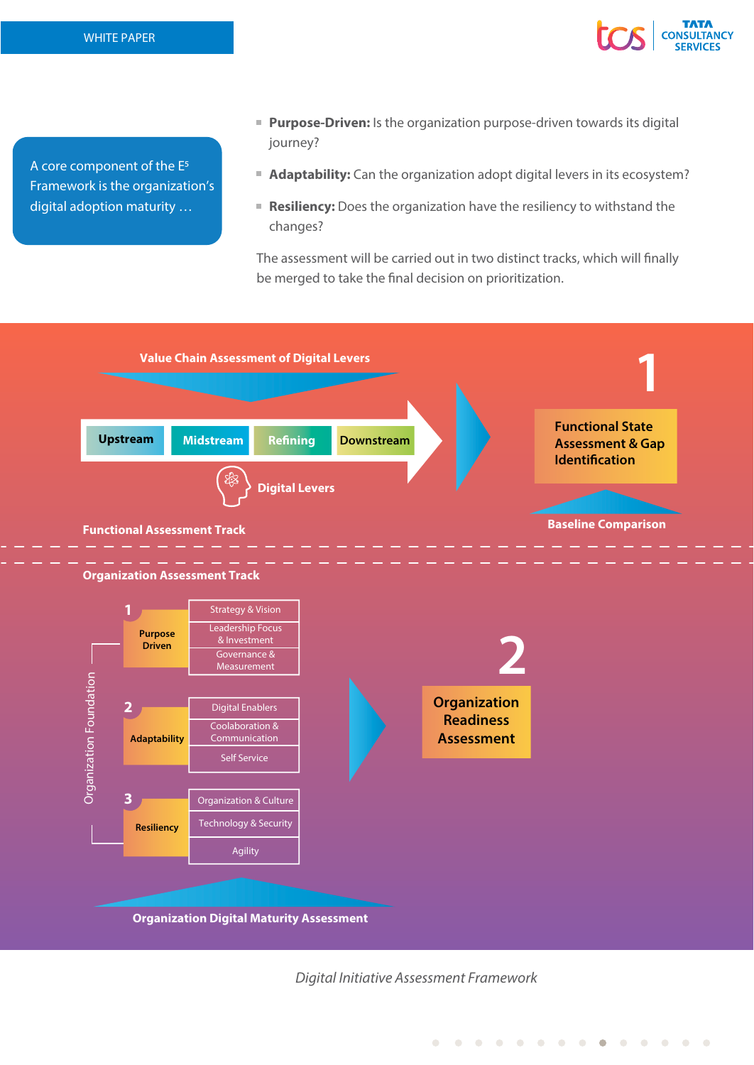A core component of the $E^5$ Framework is the organization's digital adoption maturity …

- **Purpose-Driven:** Is the organization purpose-driven towards its digital journey?
- **Adaptability:** Can the organization adopt digital levers in its ecosystem?
- **Resiliency:** Does the organization have the resiliency to withstand the changes?

The assessment will be carried out in two distinct tracks, which will finally be merged to take the final decision on prioritization.

**Value Chain Assessment of Digital Levers**

Upstream | Midstream | Refining | Downstream

Digital Levers

**Functional Assessment Track**

**1** Functional State Assessment & Gap Identification

Baseline Comparison

**Organization Assessment Track**

Organization Foundation

1. **Purpose Driven**
   - Strategy & Vision
   - Leadership Focus & Investment
   - Governance & Measurement
2. **Adaptability**
   - Digital Enablers
   - Coolaboration & Communication
   - Self Service
3. **Resiliency**
   - Organization & Culture
   - Technology & Security
   - Agility

**2** Organization Readiness Assessment

**Organization Digital Maturity Assessment**

*Digital Initiative Assessment Framework*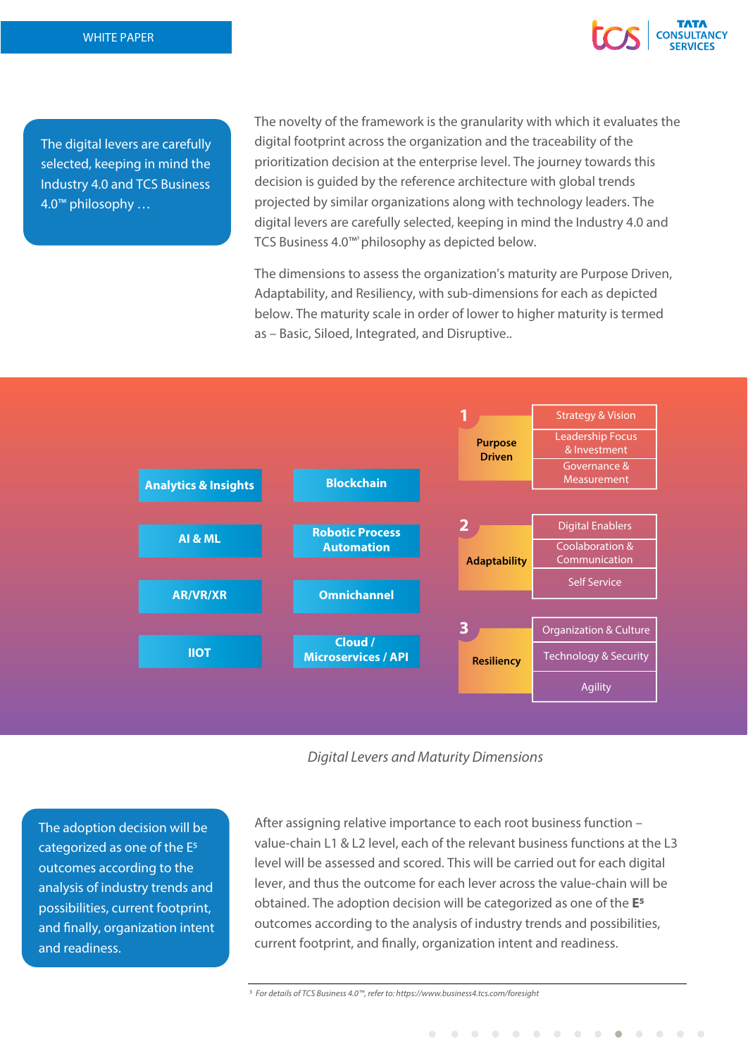> The digital levers are carefully selected, keeping in mind the Industry 4.0 and TCS Business 4.0™ philosophy …

The novelty of the framework is the granularity with which it evaluates the digital footprint across the organization and the traceability of the prioritization decision at the enterprise level. The journey towards this decision is guided by the reference architecture with global trends projected by similar organizations along with technology leaders. The digital levers are carefully selected, keeping in mind the Industry 4.0 and TCS Business 4.0™[3] philosophy as depicted below.

The dimensions to assess the organization's maturity are Purpose Driven, Adaptability, and Resiliency, with sub-dimensions for each as depicted below. The maturity scale in order of lower to higher maturity is termed as – Basic, Siloed, Integrated, and Disruptive..

**Digital Levers**

| | |
|---|---|
| Analytics & Insights | Blockchain |
| AI & ML | Robotic Process Automation |
| AR/VR/XR | Omnichannel |
| IIOT | Cloud / Microservices / API |

**Maturity Dimensions**

| Dimension | Sub-dimensions |
|---|---|
| 1 Purpose Driven | Strategy & Vision; Leadership Focus & Investment; Governance & Measurement |
| 2 Adaptability | Digital Enablers; Coolaboration & Communication; Self Service |
| 3 Resiliency | Organization & Culture; Technology & Security; Agility |

*Digital Levers and Maturity Dimensions*

> The adoption decision will be categorized as one of the E⁵ outcomes according to the analysis of industry trends and possibilities, current footprint, and finally, organization intent and readiness.

After assigning relative importance to each root business function – value-chain L1 & L2 level, each of the relevant business functions at the L3 level will be assessed and scored. This will be carried out for each digital lever, and thus the outcome for each lever across the value-chain will be obtained. The adoption decision will be categorized as one of the **E⁵** outcomes according to the analysis of industry trends and possibilities, current footprint, and finally, organization intent and readiness.

---

[3] *For details of TCS Business 4.0™, refer to: https://www.business4.tcs.com/foresight*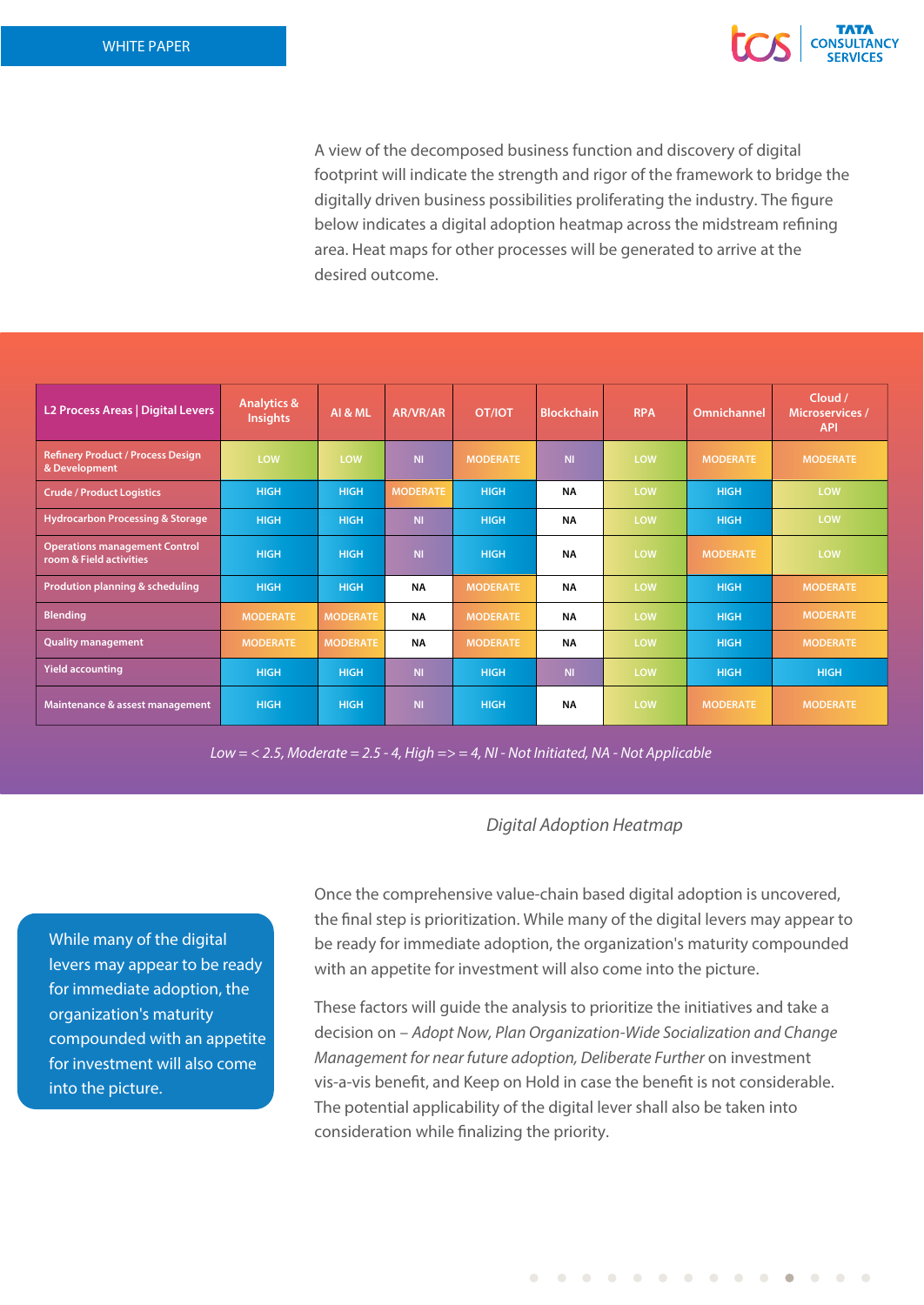A view of the decomposed business function and discovery of digital footprint will indicate the strength and rigor of the framework to bridge the digitally driven business possibilities proliferating the industry. The figure below indicates a digital adoption heatmap across the midstream refining area. Heat maps for other processes will be generated to arrive at the desired outcome.

| L2 Process Areas \| Digital Levers | Analytics & Insights | AI & ML | AR/VR/AR | OT/IOT | Blockchain | RPA | Omnichannel | Cloud / Microservices / API |
|---|---|---|---|---|---|---|---|---|
| Refinery Product / Process Design & Development | LOW | LOW | NI | MODERATE | NI | LOW | MODERATE | MODERATE |
| Crude / Product Logistics | HIGH | HIGH | MODERATE | HIGH | NA | LOW | HIGH | LOW |
| Hydrocarbon Processing & Storage | HIGH | HIGH | NI | HIGH | NA | LOW | HIGH | LOW |
| Operations management Control room & Field activities | HIGH | HIGH | NI | HIGH | NA | LOW | MODERATE | LOW |
| Prodution planning & scheduling | HIGH | HIGH | NA | MODERATE | NA | LOW | HIGH | MODERATE |
| Blending | MODERATE | MODERATE | NA | MODERATE | NA | LOW | HIGH | MODERATE |
| Quality management | MODERATE | MODERATE | NA | MODERATE | NA | LOW | HIGH | MODERATE |
| Yield accounting | HIGH | HIGH | NI | HIGH | NI | LOW | HIGH | HIGH |
| Maintenance & assest management | HIGH | HIGH | NI | HIGH | NA | LOW | MODERATE | MODERATE |

*Low = < 2.5, Moderate = 2.5 - 4, High => = 4, NI - Not Initiated, NA - Not Applicable*

*Digital Adoption Heatmap*

> While many of the digital levers may appear to be ready for immediate adoption, the organization's maturity compounded with an appetite for investment will also come into the picture.

Once the comprehensive value-chain based digital adoption is uncovered, the final step is prioritization. While many of the digital levers may appear to be ready for immediate adoption, the organization's maturity compounded with an appetite for investment will also come into the picture.

These factors will guide the analysis to prioritize the initiatives and take a decision on – *Adopt Now, Plan Organization-Wide Socialization and Change Management for near future adoption, Deliberate Further* on investment vis-a-vis benefit, and Keep on Hold in case the benefit is not considerable. The potential applicability of the digital lever shall also be taken into consideration while finalizing the priority.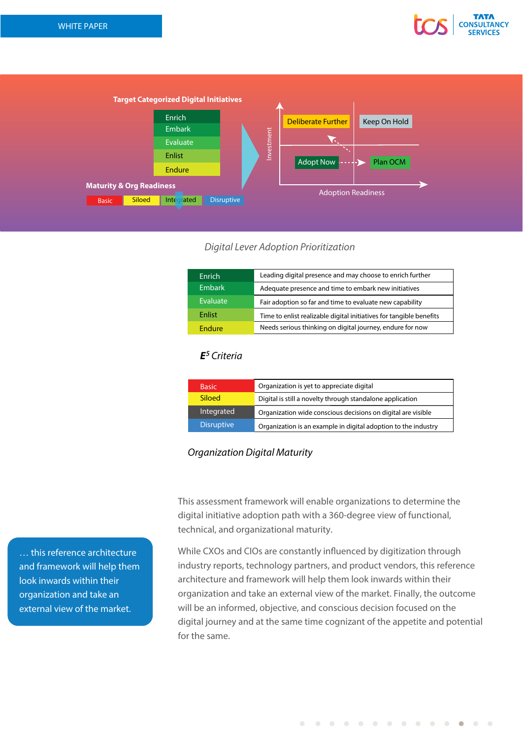**Target Categorized Digital Initiatives**

- Enrich
- Embark
- Evaluate
- Enlist
- Endure

**Maturity & Org Readiness**

Basic | Siloed | Integrated | Disruptive

Investment / Adoption Readiness: Deliberate Further | Keep On Hold | Adopt Now | Plan OCM

*Digital Lever Adoption Prioritization*

| | |
|---|---|
| Enrich | Leading digital presence and may choose to enrich further |
| Embark | Adequate presence and time to embark new initiatives |
| Evaluate | Fair adoption so far and time to evaluate new capability |
| Enlist | Time to enlist realizable digital initiatives for tangible benefits |
| Endure | Needs serious thinking on digital journey, endure for now |

***$E^5$* *Criteria***

| | |
|---|---|
| Basic | Organization is yet to appreciate digital |
| Siloed | Digital is still a novelty through standalone application |
| Integrated | Organization wide conscious decisions on digital are visible |
| Disruptive | Organization is an example in digital adoption to the industry |

*Organization Digital Maturity*

This assessment framework will enable organizations to determine the digital initiative adoption path with a 360-degree view of functional, technical, and organizational maturity.

While CXOs and CIOs are constantly influenced by digitization through industry reports, technology partners, and product vendors, this reference architecture and framework will help them look inwards within their organization and take an external view of the market. Finally, the outcome will be an informed, objective, and conscious decision focused on the digital journey and at the same time cognizant of the appetite and potential for the same.

> … this reference architecture and framework will help them look inwards within their organization and take an external view of the market.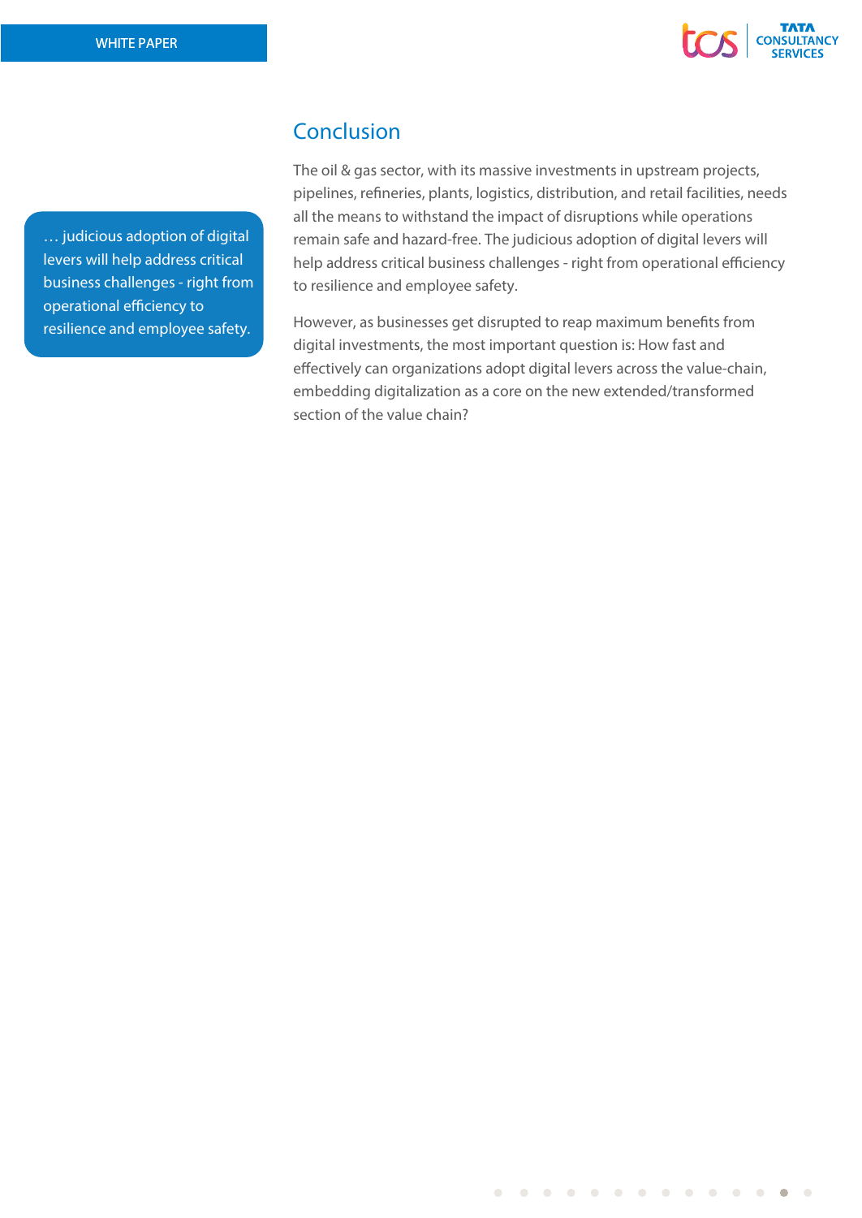> … judicious adoption of digital levers will help address critical business challenges - right from operational efficiency to resilience and employee safety.

## Conclusion

The oil & gas sector, with its massive investments in upstream projects, pipelines, refineries, plants, logistics, distribution, and retail facilities, needs all the means to withstand the impact of disruptions while operations remain safe and hazard-free. The judicious adoption of digital levers will help address critical business challenges - right from operational efficiency to resilience and employee safety.

However, as businesses get disrupted to reap maximum benefits from digital investments, the most important question is: How fast and effectively can organizations adopt digital levers across the value-chain, embedding digitalization as a core on the new extended/transformed section of the value chain?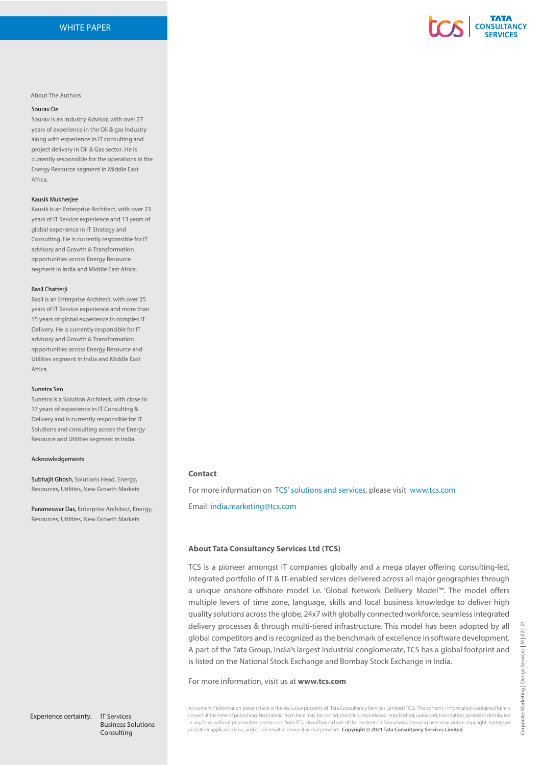## About The Authors

**Sourav De**

Sourav is an Industry Advisor, with over 27 years of experience in the Oil & gas Industry along with experience in IT consulting and project delivery in Oil & Gas sector. He is currently responsible for the operations in the Energy Resource segment in Middle East Africa.

**Kausik Mukherjee**

Kausik is an Enterprise Architect, with over 23 years of IT Service experience and 13 years of global experience in IT Strategy and Consulting. He is currently responsible for IT advisory and Growth & Transformation opportunities across Energy Resource segment in India and Middle East Africa.

**Basil Chatterji**

Basil is an Enterprise Architect, with over 25 years of IT Service experience and more than 15 years of global experience in complex IT Delivery. He is currently responsible for IT advisory and Growth & Transformation opportunities across Energy Resource and Utilities segment in India and Middle East Africa.

**Sunetra Sen**

Sunetra is a Solution Architect, with close to 17 years of experience in IT Consulting & Delivery and is currently responsible for IT Solutions and consulting across the Energy Resource and Utilities segment in India.

## Acknowledgements

**Subhajit Ghosh,** Solutions Head, Energy, Resources, Utilities, New Growth Markets

**Parameswar Das,** Enterprise Architect, Energy, Resources, Utilities, New Growth Markets

## Contact

For more information on TCS' solutions and services, please visit www.tcs.com

Email: india.marketing@tcs.com

## About Tata Consultancy Services Ltd (TCS)

TCS is a pioneer amongst IT companies globally and a mega player offering consulting-led, integrated portfolio of IT & IT-enabled services delivered across all major geographies through a unique onshore-offshore model i.e. 'Global Network Delivery Model™'. The model offers multiple levers of time zone, language, skills and local business knowledge to deliver high quality solutions across the globe, 24x7 with globally connected workforce, seamless integrated delivery processes & through multi-tiered infrastructure. This model has been adopted by all global competitors and is recognized as the benchmark of excellence in software development. A part of the Tata Group, India's largest industrial conglomerate, TCS has a global footprint and is listed on the National Stock Exchange and Bombay Stock Exchange in India.

For more information, visit us at **www.tcs.com**

Experience certainty. IT Services
Business Solutions
Consulting

All content / information present here is the exclusive property of Tata Consultancy Services Limited (TCS). The content / information contained here is correct at the time of publishing. No material from here may be copied, modified, reproduced, republished, uploaded, transmitted, posted or distributed in any form without prior written permission from TCS. Unauthorized use of the content / information appearing here may violate copyright, trademark and other applicable laws, and could result in criminal or civil penalties. **Copyright © 2021 Tata Consultancy Services Limited**

Corporate Marketing | Design Services | M | 02 | 21